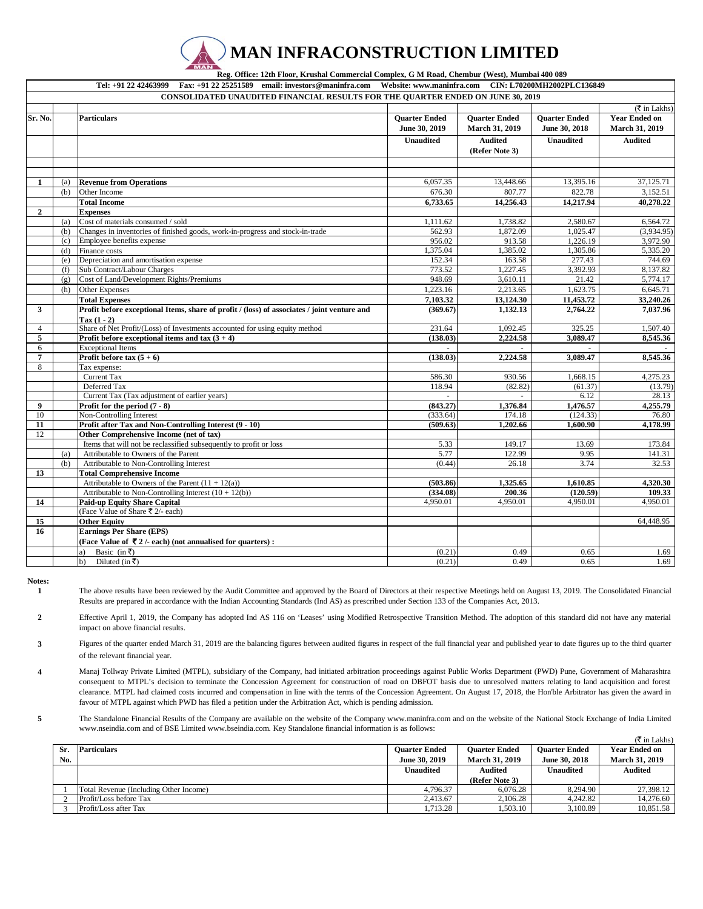# MAN INFRACONSTRUCTION LIMITED

**Reg. Office: 12th Floor, Krushal Commercial Complex, G M Road, Chembur (West), Mumbai 400 089**

**Tel: +91 22 42463999 Fax: +91 22 25251589 email: investors@maninfra.com Website: www.maninfra.com CIN: L70200MH2002PLC136849**

**CONSOLIDATED UNAUDITED FINANCIAL RESULTS FOR THE QUARTER ENDED ON JUNE 30, 2019**

(₹ in Lakhs)

| Sr. No. | | Particulars | Quarter Ended June 30, 2019 | Quarter Ended March 31, 2019 | Quarter Ended June 30, 2018 | Year Ended on March 31, 2019 |
|---|---|---|---|---|---|---|
| | | | Unaudited | Audited (Refer Note 3) | Unaudited | Audited |
| 1 | (a) | **Revenue from Operations** | 6,057.35 | 13,448.66 | 13,395.16 | 37,125.71 |
| | (b) | Other Income | 676.30 | 807.77 | 822.78 | 3,152.51 |
| | | **Total Income** | **6,733.65** | **14,256.43** | **14,217.94** | **40,278.22** |
| 2 | | **Expenses** | | | | |
| | (a) | Cost of materials consumed / sold | 1,111.62 | 1,738.82 | 2,580.67 | 6,564.72 |
| | (b) | Changes in inventories of finished goods, work-in-progress and stock-in-trade | 562.93 | 1,872.09 | 1,025.47 | (3,934.95) |
| | (c) | Employee benefits expense | 956.02 | 913.58 | 1,226.19 | 3,972.90 |
| | (d) | Finance costs | 1,375.04 | 1,385.02 | 1,305.86 | 5,335.20 |
| | (e) | Depreciation and amortisation expense | 152.34 | 163.58 | 277.43 | 744.69 |
| | (f) | Sub Contract/Labour Charges | 773.52 | 1,227.45 | 3,392.93 | 8,137.82 |
| | (g) | Cost of Land/Development Rights/Premiums | 948.69 | 3,610.11 | 21.42 | 5,774.17 |
| | (h) | Other Expenses | 1,223.16 | 2,213.65 | 1,623.75 | 6,645.71 |
| | | **Total Expenses** | **7,103.32** | **13,124.30** | **11,453.72** | **33,240.26** |
| 3 | | **Profit before exceptional Items, share of profit / (loss) of associates / joint venture and Tax (1 - 2)** | **(369.67)** | **1,132.13** | **2,764.22** | **7,037.96** |
| 4 | | Share of Net Profit/(Loss) of Investments accounted for using equity method | 231.64 | 1,092.45 | 325.25 | 1,507.40 |
| 5 | | **Profit before exceptional items and tax (3 + 4)** | **(138.03)** | **2,224.58** | **3,089.47** | **8,545.36** |
| 6 | | Exceptional Items | - | - | - | - |
| 7 | | **Profit before tax (5 + 6)** | **(138.03)** | **2,224.58** | **3,089.47** | **8,545.36** |
| 8 | | Tax expense: | | | | |
| | | Current Tax | 586.30 | 930.56 | 1,668.15 | 4,275.23 |
| | | Deferred Tax | 118.94 | (82.82) | (61.37) | (13.79) |
| | | Current Tax (Tax adjustment of earlier years) | - | - | 6.12 | 28.13 |
| 9 | | **Profit for the period (7 - 8)** | **(843.27)** | **1,376.84** | **1,476.57** | **4,255.79** |
| 10 | | Non-Controlling Interest | (333.64) | 174.18 | (124.33) | 76.80 |
| 11 | | **Profit after Tax and Non-Controlling Interest (9 - 10)** | **(509.63)** | **1,202.66** | **1,600.90** | **4,178.99** |
| 12 | | **Other Comprehensive Income (net of tax)** | | | | |
| | | Items that will not be reclassified subsequently to profit or loss | 5.33 | 149.17 | 13.69 | 173.84 |
| | (a) | Attributable to Owners of the Parent | 5.77 | 122.99 | 9.95 | 141.31 |
| | (b) | Attributable to Non-Controlling Interest | (0.44) | 26.18 | 3.74 | 32.53 |
| 13 | | **Total Comprehensive Income** | | | | |
| | | Attributable to Owners of the Parent (11 + 12(a)) | **(503.86)** | **1,325.65** | **1,610.85** | **4,320.30** |
| | | Attributable to Non-Controlling Interest (10 + 12(b)) | **(334.08)** | **200.36** | **(120.59)** | **109.33** |
| 14 | | **Paid-up Equity Share Capital** (Face Value of Share ₹ 2/- each) | 4,950.01 | 4,950.01 | 4,950.01 | 4,950.01 |
| 15 | | **Other Equity** | | | | 64,448.95 |
| 16 | | **Earnings Per Share (EPS)** **(Face Value of ₹ 2 /- each) (not annualised for quarters) :** | | | | |
| | | a) Basic (in ₹) | (0.21) | 0.49 | 0.65 | 1.69 |
| | | b) Diluted (in ₹) | (0.21) | 0.49 | 0.65 | 1.69 |

**Notes:**

1. The above results have been reviewed by the Audit Committee and approved by the Board of Directors at their respective Meetings held on August 13, 2019. The Consolidated Financial Results are prepared in accordance with the Indian Accounting Standards (Ind AS) as prescribed under Section 133 of the Companies Act, 2013.

2. Effective April 1, 2019, the Company has adopted Ind AS 116 on 'Leases' using Modified Retrospective Transition Method. The adoption of this standard did not have any material impact on above financial results.

3. Figures of the quarter ended March 31, 2019 are the balancing figures between audited figures in respect of the full financial year and published year to date figures up to the third quarter of the relevant financial year.

4. Manaj Tollway Private Limited (MTPL), subsidiary of the Company, had initiated arbitration proceedings against Public Works Department (PWD) Pune, Government of Maharashtra consequent to MTPL's decision to terminate the Concession Agreement for construction of road on DBFOT basis due to unresolved matters relating to land acquisition and forest clearance. MTPL had claimed costs incurred and compensation in line with the terms of the Concession Agreement. On August 17, 2018, the Hon'ble Arbitrator has given the award in favour of MTPL against which PWD has filed a petition under the Arbitration Act, which is pending admission.

5. The Standalone Financial Results of the Company are available on the website of the Company www.maninfra.com and on the website of the National Stock Exchange of India Limited www.nseindia.com and of BSE Limited www.bseindia.com. Key Standalone financial information is as follows:

(₹ in Lakhs)

| Sr. No. | Particulars | Quarter Ended June 30, 2019 | Quarter Ended March 31, 2019 | Quarter Ended June 30, 2018 | Year Ended on March 31, 2019 |
|---|---|---|---|---|---|
| | | Unaudited | Audited (Refer Note 3) | Unaudited | Audited |
| 1 | Total Revenue (Including Other Income) | 4,796.37 | 6,076.28 | 8,294.90 | 27,398.12 |
| 2 | Profit/Loss before Tax | 2,413.67 | 2,106.28 | 4,242.82 | 14,276.60 |
| 3 | Profit/Loss after Tax | 1,713.28 | 1,503.10 | 3,100.89 | 10,851.58 |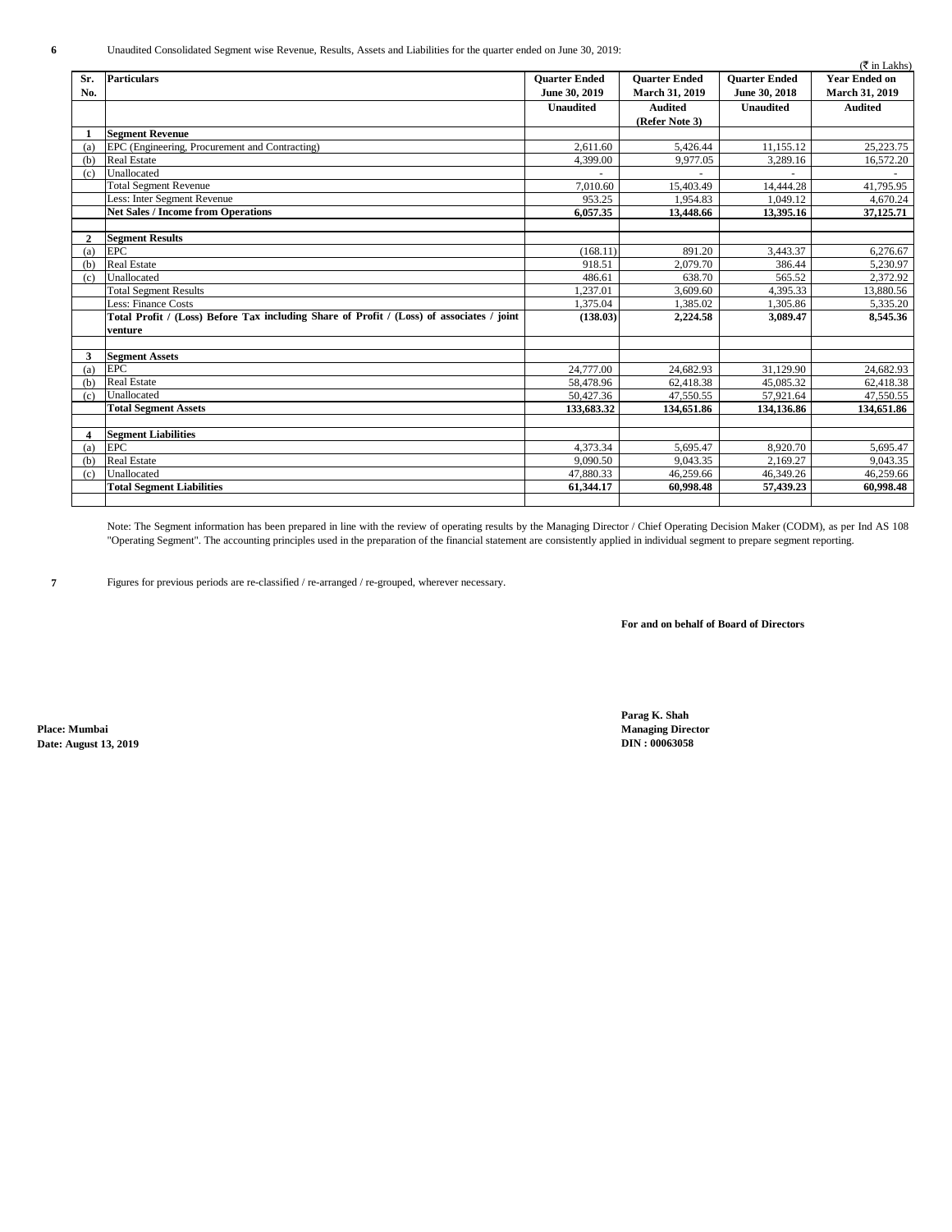6 Unaudited Consolidated Segment wise Revenue, Results, Assets and Liabilities for the quarter ended on June 30, 2019:

(₹ in Lakhs)

| Sr. No. | Particulars | Quarter Ended June 30, 2019 | Quarter Ended March 31, 2019 | Quarter Ended June 30, 2018 | Year Ended on March 31, 2019 |
|---|---|---|---|---|---|
| | | Unaudited | Audited (Refer Note 3) | Unaudited | Audited |
| **1** | **Segment Revenue** | | | | |
| (a) | EPC (Engineering, Procurement and Contracting) | 2,611.60 | 5,426.44 | 11,155.12 | 25,223.75 |
| (b) | Real Estate | 4,399.00 | 9,977.05 | 3,289.16 | 16,572.20 |
| (c) | Unallocated | - | - | - | - |
| | Total Segment Revenue | 7,010.60 | 15,403.49 | 14,444.28 | 41,795.95 |
| | Less: Inter Segment Revenue | 953.25 | 1,954.83 | 1,049.12 | 4,670.24 |
| | **Net Sales / Income from Operations** | **6,057.35** | **13,448.66** | **13,395.16** | **37,125.71** |
| **2** | **Segment Results** | | | | |
| (a) | EPC | (168.11) | 891.20 | 3,443.37 | 6,276.67 |
| (b) | Real Estate | 918.51 | 2,079.70 | 386.44 | 5,230.97 |
| (c) | Unallocated | 486.61 | 638.70 | 565.52 | 2,372.92 |
| | Total Segment Results | 1,237.01 | 3,609.60 | 4,395.33 | 13,880.56 |
| | Less: Finance Costs | 1,375.04 | 1,385.02 | 1,305.86 | 5,335.20 |
| | **Total Profit / (Loss) Before Tax including Share of Profit / (Loss) of associates / joint venture** | **(138.03)** | **2,224.58** | **3,089.47** | **8,545.36** |
| **3** | **Segment Assets** | | | | |
| (a) | EPC | 24,777.00 | 24,682.93 | 31,129.90 | 24,682.93 |
| (b) | Real Estate | 58,478.96 | 62,418.38 | 45,085.32 | 62,418.38 |
| (c) | Unallocated | 50,427.36 | 47,550.55 | 57,921.64 | 47,550.55 |
| | **Total Segment Assets** | **133,683.32** | **134,651.86** | **134,136.86** | **134,651.86** |
| **4** | **Segment Liabilities** | | | | |
| (a) | EPC | 4,373.34 | 5,695.47 | 8,920.70 | 5,695.47 |
| (b) | Real Estate | 9,090.50 | 9,043.35 | 2,169.27 | 9,043.35 |
| (c) | Unallocated | 47,880.33 | 46,259.66 | 46,349.26 | 46,259.66 |
| | **Total Segment Liabilities** | **61,344.17** | **60,998.48** | **57,439.23** | **60,998.48** |

Note: The Segment information has been prepared in line with the review of operating results by the Managing Director / Chief Operating Decision Maker (CODM), as per Ind AS 108 "Operating Segment". The accounting principles used in the preparation of the financial statement are consistently applied in individual segment to prepare segment reporting.

7 Figures for previous periods are re-classified / re-arranged / re-grouped, wherever necessary.

**For and on behalf of Board of Directors**

**Parag K. Shah**
**Managing Director**
**DIN : 00063058**

**Place: Mumbai**
**Date: August 13, 2019**